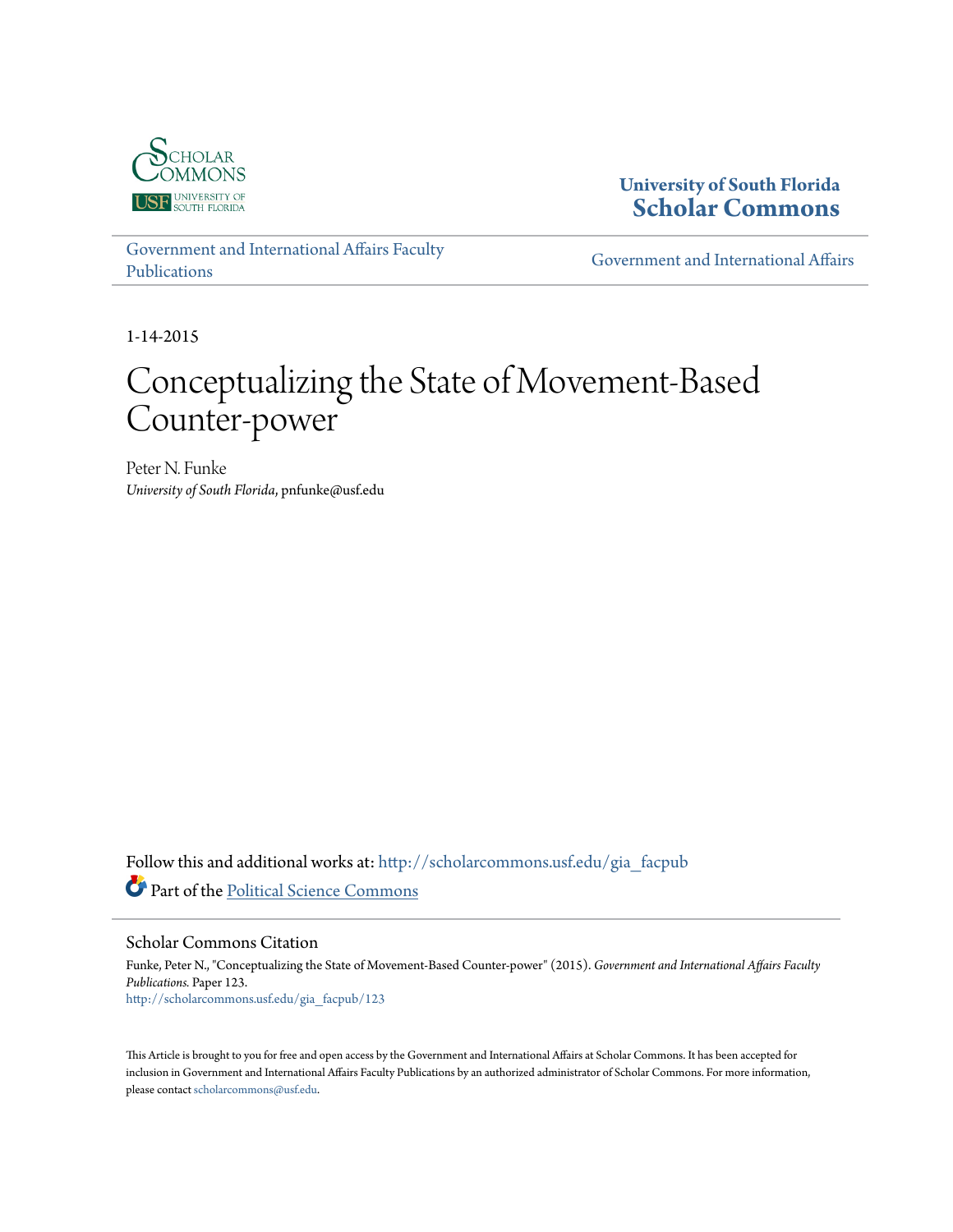University of South Florida
**Scholar Commons**

Government and International Affairs Faculty Publications

Government and International Affairs

1-14-2015

# Conceptualizing the State of Movement-Based Counter-power

Peter N. Funke
*University of South Florida*, pnfunke@usf.edu

Follow this and additional works at: http://scholarcommons.usf.edu/gia_facpub

Part of the Political Science Commons

## Scholar Commons Citation

Funke, Peter N., "Conceptualizing the State of Movement-Based Counter-power" (2015). *Government and International Affairs Faculty Publications.* Paper 123.
http://scholarcommons.usf.edu/gia_facpub/123

This Article is brought to you for free and open access by the Government and International Affairs at Scholar Commons. It has been accepted for inclusion in Government and International Affairs Faculty Publications by an authorized administrator of Scholar Commons. For more information, please contact scholarcommons@usf.edu.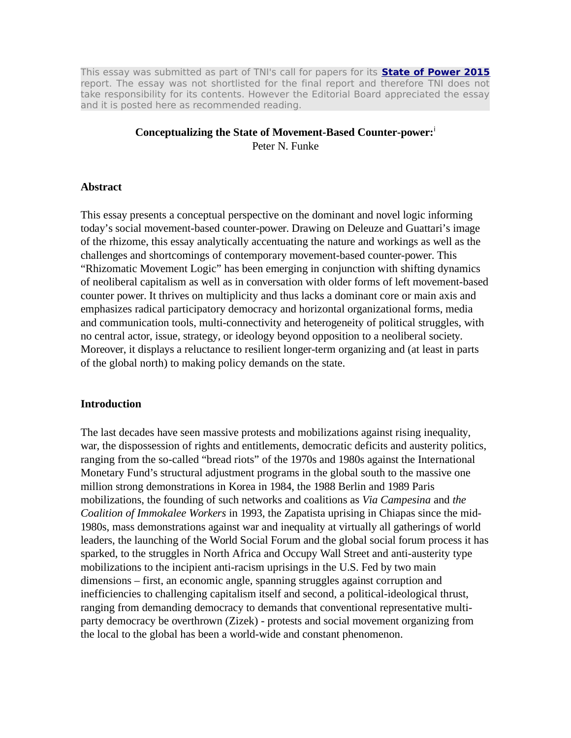This essay was submitted as part of TNI's call for papers for its **[State of Power 2015](#)** report. The essay was not shortlisted for the final report and therefore TNI does not take responsibility for its contents. However the Editorial Board appreciated the essay and it is posted here as recommended reading.

**Conceptualizing the State of Movement-Based Counter-power:**[i]
Peter N. Funke

## Abstract

This essay presents a conceptual perspective on the dominant and novel logic informing today's social movement-based counter-power. Drawing on Deleuze and Guattari's image of the rhizome, this essay analytically accentuating the nature and workings as well as the challenges and shortcomings of contemporary movement-based counter-power. This "Rhizomatic Movement Logic" has been emerging in conjunction with shifting dynamics of neoliberal capitalism as well as in conversation with older forms of left movement-based counter power. It thrives on multiplicity and thus lacks a dominant core or main axis and emphasizes radical participatory democracy and horizontal organizational forms, media and communication tools, multi-connectivity and heterogeneity of political struggles, with no central actor, issue, strategy, or ideology beyond opposition to a neoliberal society. Moreover, it displays a reluctance to resilient longer-term organizing and (at least in parts of the global north) to making policy demands on the state.

## Introduction

The last decades have seen massive protests and mobilizations against rising inequality, war, the dispossession of rights and entitlements, democratic deficits and austerity politics, ranging from the so-called "bread riots" of the 1970s and 1980s against the International Monetary Fund's structural adjustment programs in the global south to the massive one million strong demonstrations in Korea in 1984, the 1988 Berlin and 1989 Paris mobilizations, the founding of such networks and coalitions as *Via Campesina* and *the Coalition of Immokalee Workers* in 1993, the Zapatista uprising in Chiapas since the mid-1980s, mass demonstrations against war and inequality at virtually all gatherings of world leaders, the launching of the World Social Forum and the global social forum process it has sparked, to the struggles in North Africa and Occupy Wall Street and anti-austerity type mobilizations to the incipient anti-racism uprisings in the U.S. Fed by two main dimensions – first, an economic angle, spanning struggles against corruption and inefficiencies to challenging capitalism itself and second, a political-ideological thrust, ranging from demanding democracy to demands that conventional representative multi-party democracy be overthrown (Zizek) - protests and social movement organizing from the local to the global has been a world-wide and constant phenomenon.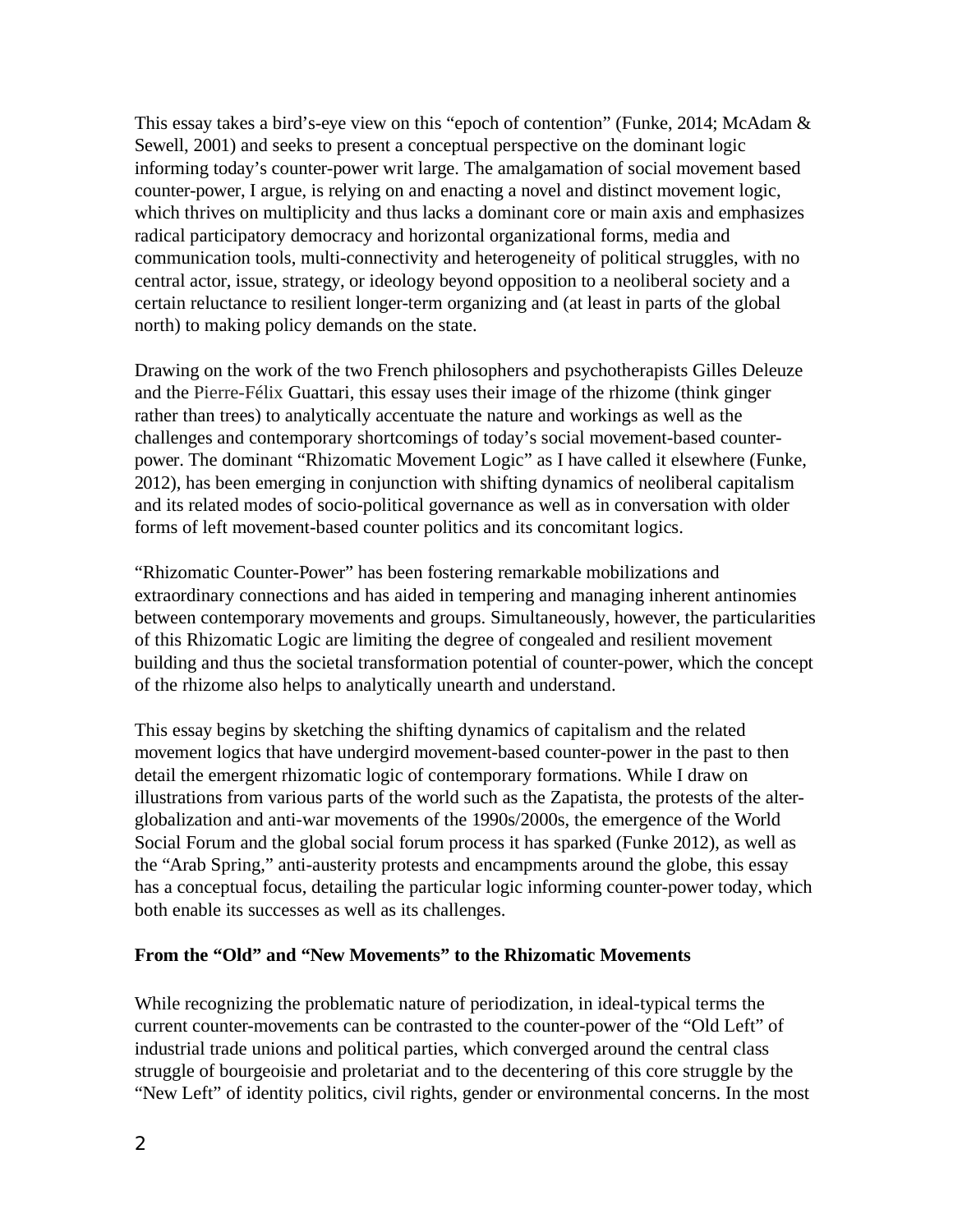This essay takes a bird's-eye view on this "epoch of contention" (Funke, 2014; McAdam & Sewell, 2001) and seeks to present a conceptual perspective on the dominant logic informing today's counter-power writ large. The amalgamation of social movement based counter-power, I argue, is relying on and enacting a novel and distinct movement logic, which thrives on multiplicity and thus lacks a dominant core or main axis and emphasizes radical participatory democracy and horizontal organizational forms, media and communication tools, multi-connectivity and heterogeneity of political struggles, with no central actor, issue, strategy, or ideology beyond opposition to a neoliberal society and a certain reluctance to resilient longer-term organizing and (at least in parts of the global north) to making policy demands on the state.

Drawing on the work of the two French philosophers and psychotherapists Gilles Deleuze and the Pierre-Félix Guattari, this essay uses their image of the rhizome (think ginger rather than trees) to analytically accentuate the nature and workings as well as the challenges and contemporary shortcomings of today's social movement-based counter-power. The dominant "Rhizomatic Movement Logic" as I have called it elsewhere (Funke, 2012), has been emerging in conjunction with shifting dynamics of neoliberal capitalism and its related modes of socio-political governance as well as in conversation with older forms of left movement-based counter politics and its concomitant logics.

"Rhizomatic Counter-Power" has been fostering remarkable mobilizations and extraordinary connections and has aided in tempering and managing inherent antinomies between contemporary movements and groups. Simultaneously, however, the particularities of this Rhizomatic Logic are limiting the degree of congealed and resilient movement building and thus the societal transformation potential of counter-power, which the concept of the rhizome also helps to analytically unearth and understand.

This essay begins by sketching the shifting dynamics of capitalism and the related movement logics that have undergird movement-based counter-power in the past to then detail the emergent rhizomatic logic of contemporary formations. While I draw on illustrations from various parts of the world such as the Zapatista, the protests of the alter-globalization and anti-war movements of the 1990s/2000s, the emergence of the World Social Forum and the global social forum process it has sparked (Funke 2012), as well as the "Arab Spring," anti-austerity protests and encampments around the globe, this essay has a conceptual focus, detailing the particular logic informing counter-power today, which both enable its successes as well as its challenges.

**From the "Old" and "New Movements" to the Rhizomatic Movements**

While recognizing the problematic nature of periodization, in ideal-typical terms the current counter-movements can be contrasted to the counter-power of the "Old Left" of industrial trade unions and political parties, which converged around the central class struggle of bourgeoisie and proletariat and to the decentering of this core struggle by the "New Left" of identity politics, civil rights, gender or environmental concerns. In the most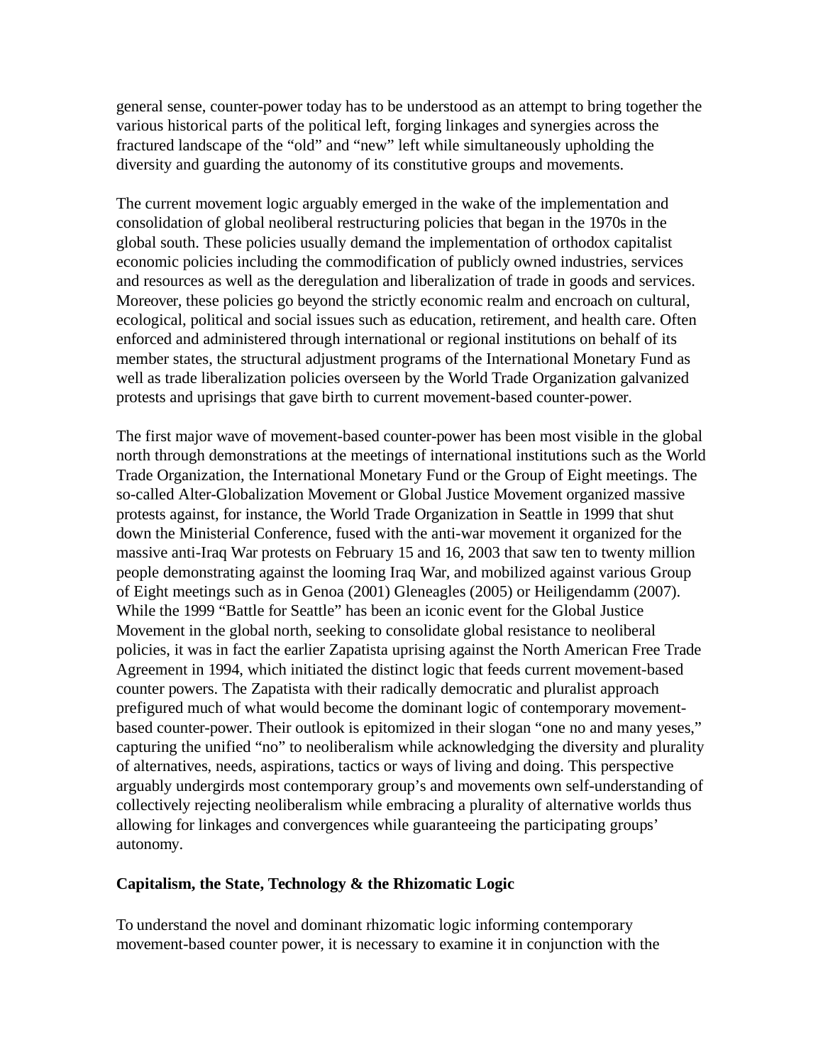general sense, counter-power today has to be understood as an attempt to bring together the various historical parts of the political left, forging linkages and synergies across the fractured landscape of the "old" and "new" left while simultaneously upholding the diversity and guarding the autonomy of its constitutive groups and movements.

The current movement logic arguably emerged in the wake of the implementation and consolidation of global neoliberal restructuring policies that began in the 1970s in the global south. These policies usually demand the implementation of orthodox capitalist economic policies including the commodification of publicly owned industries, services and resources as well as the deregulation and liberalization of trade in goods and services. Moreover, these policies go beyond the strictly economic realm and encroach on cultural, ecological, political and social issues such as education, retirement, and health care. Often enforced and administered through international or regional institutions on behalf of its member states, the structural adjustment programs of the International Monetary Fund as well as trade liberalization policies overseen by the World Trade Organization galvanized protests and uprisings that gave birth to current movement-based counter-power.

The first major wave of movement-based counter-power has been most visible in the global north through demonstrations at the meetings of international institutions such as the World Trade Organization, the International Monetary Fund or the Group of Eight meetings. The so-called Alter-Globalization Movement or Global Justice Movement organized massive protests against, for instance, the World Trade Organization in Seattle in 1999 that shut down the Ministerial Conference, fused with the anti-war movement it organized for the massive anti-Iraq War protests on February 15 and 16, 2003 that saw ten to twenty million people demonstrating against the looming Iraq War, and mobilized against various Group of Eight meetings such as in Genoa (2001) Gleneagles (2005) or Heiligendamm (2007). While the 1999 "Battle for Seattle" has been an iconic event for the Global Justice Movement in the global north, seeking to consolidate global resistance to neoliberal policies, it was in fact the earlier Zapatista uprising against the North American Free Trade Agreement in 1994, which initiated the distinct logic that feeds current movement-based counter powers. The Zapatista with their radically democratic and pluralist approach prefigured much of what would become the dominant logic of contemporary movement-based counter-power. Their outlook is epitomized in their slogan "one no and many yeses," capturing the unified "no" to neoliberalism while acknowledging the diversity and plurality of alternatives, needs, aspirations, tactics or ways of living and doing. This perspective arguably undergirds most contemporary group's and movements own self-understanding of collectively rejecting neoliberalism while embracing a plurality of alternative worlds thus allowing for linkages and convergences while guaranteeing the participating groups' autonomy.

## Capitalism, the State, Technology & the Rhizomatic Logic

To understand the novel and dominant rhizomatic logic informing contemporary movement-based counter power, it is necessary to examine it in conjunction with the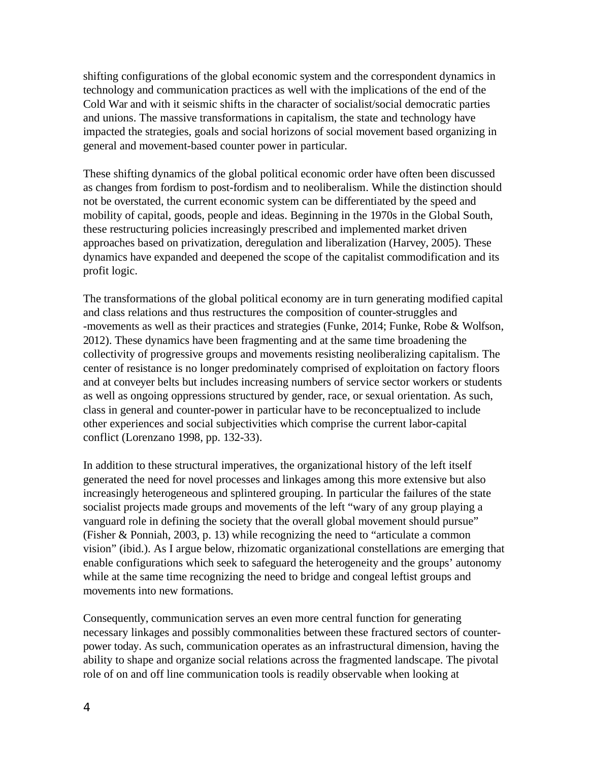shifting configurations of the global economic system and the correspondent dynamics in technology and communication practices as well with the implications of the end of the Cold War and with it seismic shifts in the character of socialist/social democratic parties and unions. The massive transformations in capitalism, the state and technology have impacted the strategies, goals and social horizons of social movement based organizing in general and movement-based counter power in particular.

These shifting dynamics of the global political economic order have often been discussed as changes from fordism to post-fordism and to neoliberalism. While the distinction should not be overstated, the current economic system can be differentiated by the speed and mobility of capital, goods, people and ideas. Beginning in the 1970s in the Global South, these restructuring policies increasingly prescribed and implemented market driven approaches based on privatization, deregulation and liberalization (Harvey, 2005). These dynamics have expanded and deepened the scope of the capitalist commodification and its profit logic.

The transformations of the global political economy are in turn generating modified capital and class relations and thus restructures the composition of counter-struggles and -movements as well as their practices and strategies (Funke, 2014; Funke, Robe & Wolfson, 2012). These dynamics have been fragmenting and at the same time broadening the collectivity of progressive groups and movements resisting neoliberalizing capitalism. The center of resistance is no longer predominately comprised of exploitation on factory floors and at conveyer belts but includes increasing numbers of service sector workers or students as well as ongoing oppressions structured by gender, race, or sexual orientation. As such, class in general and counter-power in particular have to be reconceptualized to include other experiences and social subjectivities which comprise the current labor-capital conflict (Lorenzano 1998, pp. 132-33).

In addition to these structural imperatives, the organizational history of the left itself generated the need for novel processes and linkages among this more extensive but also increasingly heterogeneous and splintered grouping. In particular the failures of the state socialist projects made groups and movements of the left "wary of any group playing a vanguard role in defining the society that the overall global movement should pursue" (Fisher & Ponniah, 2003, p. 13) while recognizing the need to "articulate a common vision" (ibid.). As I argue below, rhizomatic organizational constellations are emerging that enable configurations which seek to safeguard the heterogeneity and the groups' autonomy while at the same time recognizing the need to bridge and congeal leftist groups and movements into new formations.

Consequently, communication serves an even more central function for generating necessary linkages and possibly commonalities between these fractured sectors of counter-power today. As such, communication operates as an infrastructural dimension, having the ability to shape and organize social relations across the fragmented landscape. The pivotal role of on and off line communication tools is readily observable when looking at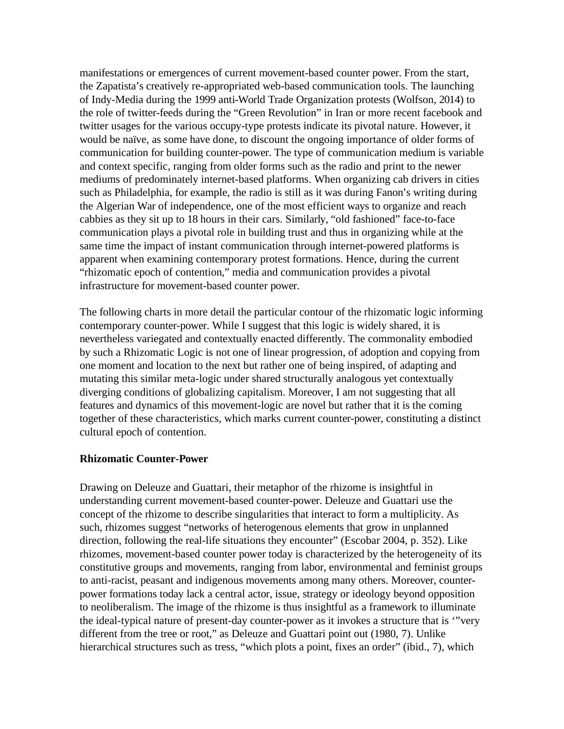manifestations or emergences of current movement-based counter power. From the start, the Zapatista's creatively re-appropriated web-based communication tools. The launching of Indy-Media during the 1999 anti-World Trade Organization protests (Wolfson, 2014) to the role of twitter-feeds during the "Green Revolution" in Iran or more recent facebook and twitter usages for the various occupy-type protests indicate its pivotal nature. However, it would be naïve, as some have done, to discount the ongoing importance of older forms of communication for building counter-power. The type of communication medium is variable and context specific, ranging from older forms such as the radio and print to the newer mediums of predominately internet-based platforms. When organizing cab drivers in cities such as Philadelphia, for example, the radio is still as it was during Fanon's writing during the Algerian War of independence, one of the most efficient ways to organize and reach cabbies as they sit up to 18 hours in their cars. Similarly, "old fashioned" face-to-face communication plays a pivotal role in building trust and thus in organizing while at the same time the impact of instant communication through internet-powered platforms is apparent when examining contemporary protest formations. Hence, during the current "rhizomatic epoch of contention," media and communication provides a pivotal infrastructure for movement-based counter power.

The following charts in more detail the particular contour of the rhizomatic logic informing contemporary counter-power. While I suggest that this logic is widely shared, it is nevertheless variegated and contextually enacted differently. The commonality embodied by such a Rhizomatic Logic is not one of linear progression, of adoption and copying from one moment and location to the next but rather one of being inspired, of adapting and mutating this similar meta-logic under shared structurally analogous yet contextually diverging conditions of globalizing capitalism. Moreover, I am not suggesting that all features and dynamics of this movement-logic are novel but rather that it is the coming together of these characteristics, which marks current counter-power, constituting a distinct cultural epoch of contention.

**Rhizomatic Counter-Power**

Drawing on Deleuze and Guattari, their metaphor of the rhizome is insightful in understanding current movement-based counter-power. Deleuze and Guattari use the concept of the rhizome to describe singularities that interact to form a multiplicity. As such, rhizomes suggest "networks of heterogenous elements that grow in unplanned direction, following the real-life situations they encounter" (Escobar 2004, p. 352). Like rhizomes, movement-based counter power today is characterized by the heterogeneity of its constitutive groups and movements, ranging from labor, environmental and feminist groups to anti-racist, peasant and indigenous movements among many others. Moreover, counter-power formations today lack a central actor, issue, strategy or ideology beyond opposition to neoliberalism. The image of the rhizome is thus insightful as a framework to illuminate the ideal-typical nature of present-day counter-power as it invokes a structure that is '"very different from the tree or root," as Deleuze and Guattari point out (1980, 7). Unlike hierarchical structures such as tress, "which plots a point, fixes an order" (ibid., 7), which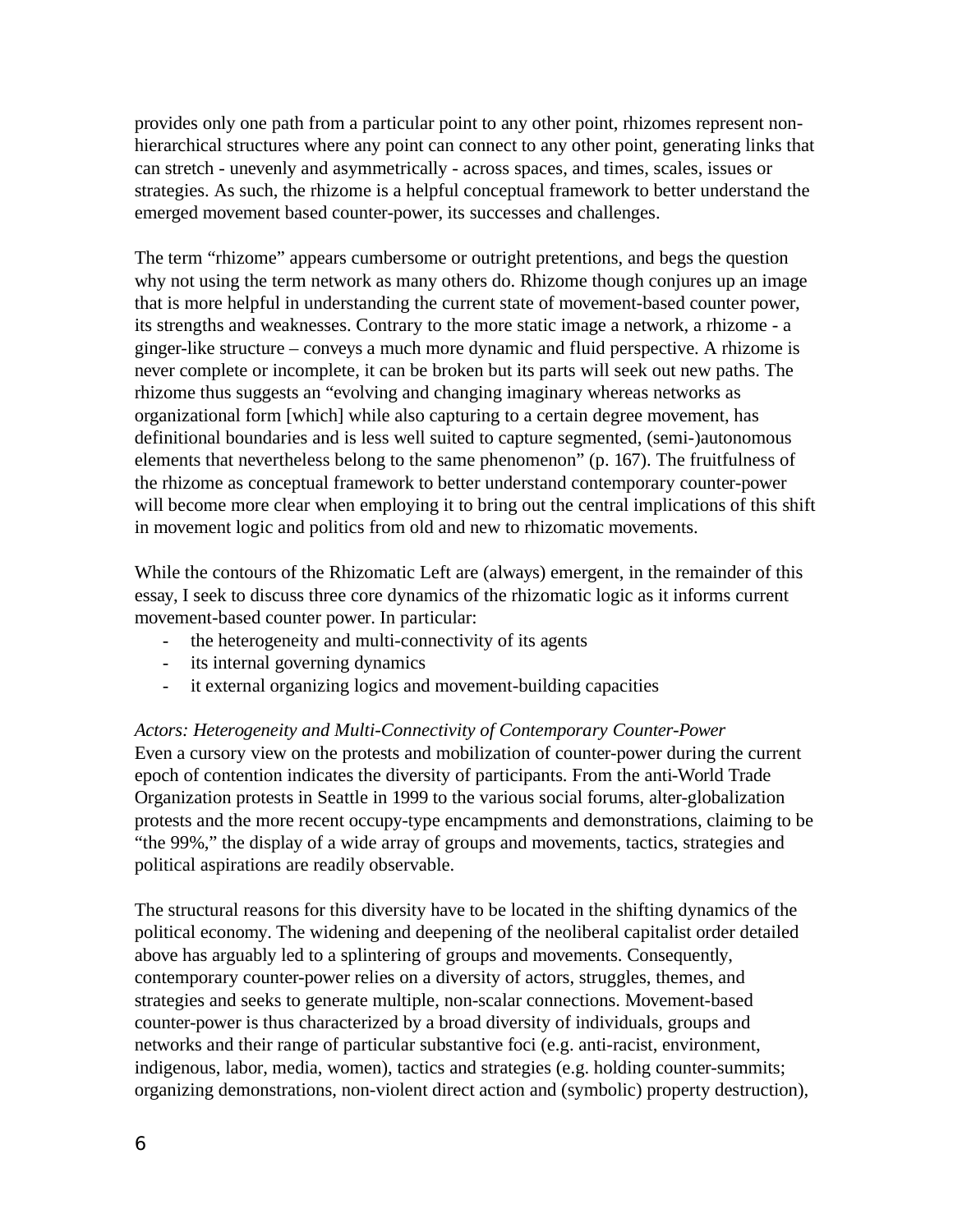provides only one path from a particular point to any other point, rhizomes represent non-hierarchical structures where any point can connect to any other point, generating links that can stretch - unevenly and asymmetrically - across spaces, and times, scales, issues or strategies. As such, the rhizome is a helpful conceptual framework to better understand the emerged movement based counter-power, its successes and challenges.

The term "rhizome" appears cumbersome or outright pretentions, and begs the question why not using the term network as many others do. Rhizome though conjures up an image that is more helpful in understanding the current state of movement-based counter power, its strengths and weaknesses. Contrary to the more static image a network, a rhizome - a ginger-like structure – conveys a much more dynamic and fluid perspective. A rhizome is never complete or incomplete, it can be broken but its parts will seek out new paths. The rhizome thus suggests an "evolving and changing imaginary whereas networks as organizational form [which] while also capturing to a certain degree movement, has definitional boundaries and is less well suited to capture segmented, (semi-)autonomous elements that nevertheless belong to the same phenomenon" (p. 167). The fruitfulness of the rhizome as conceptual framework to better understand contemporary counter-power will become more clear when employing it to bring out the central implications of this shift in movement logic and politics from old and new to rhizomatic movements.

While the contours of the Rhizomatic Left are (always) emergent, in the remainder of this essay, I seek to discuss three core dynamics of the rhizomatic logic as it informs current movement-based counter power. In particular:

- the heterogeneity and multi-connectivity of its agents
- its internal governing dynamics
- it external organizing logics and movement-building capacities

*Actors: Heterogeneity and Multi-Connectivity of Contemporary Counter-Power*

Even a cursory view on the protests and mobilization of counter-power during the current epoch of contention indicates the diversity of participants. From the anti-World Trade Organization protests in Seattle in 1999 to the various social forums, alter-globalization protests and the more recent occupy-type encampments and demonstrations, claiming to be "the 99%," the display of a wide array of groups and movements, tactics, strategies and political aspirations are readily observable.

The structural reasons for this diversity have to be located in the shifting dynamics of the political economy. The widening and deepening of the neoliberal capitalist order detailed above has arguably led to a splintering of groups and movements. Consequently, contemporary counter-power relies on a diversity of actors, struggles, themes, and strategies and seeks to generate multiple, non-scalar connections. Movement-based counter-power is thus characterized by a broad diversity of individuals, groups and networks and their range of particular substantive foci (e.g. anti-racist, environment, indigenous, labor, media, women), tactics and strategies (e.g. holding counter-summits; organizing demonstrations, non-violent direct action and (symbolic) property destruction),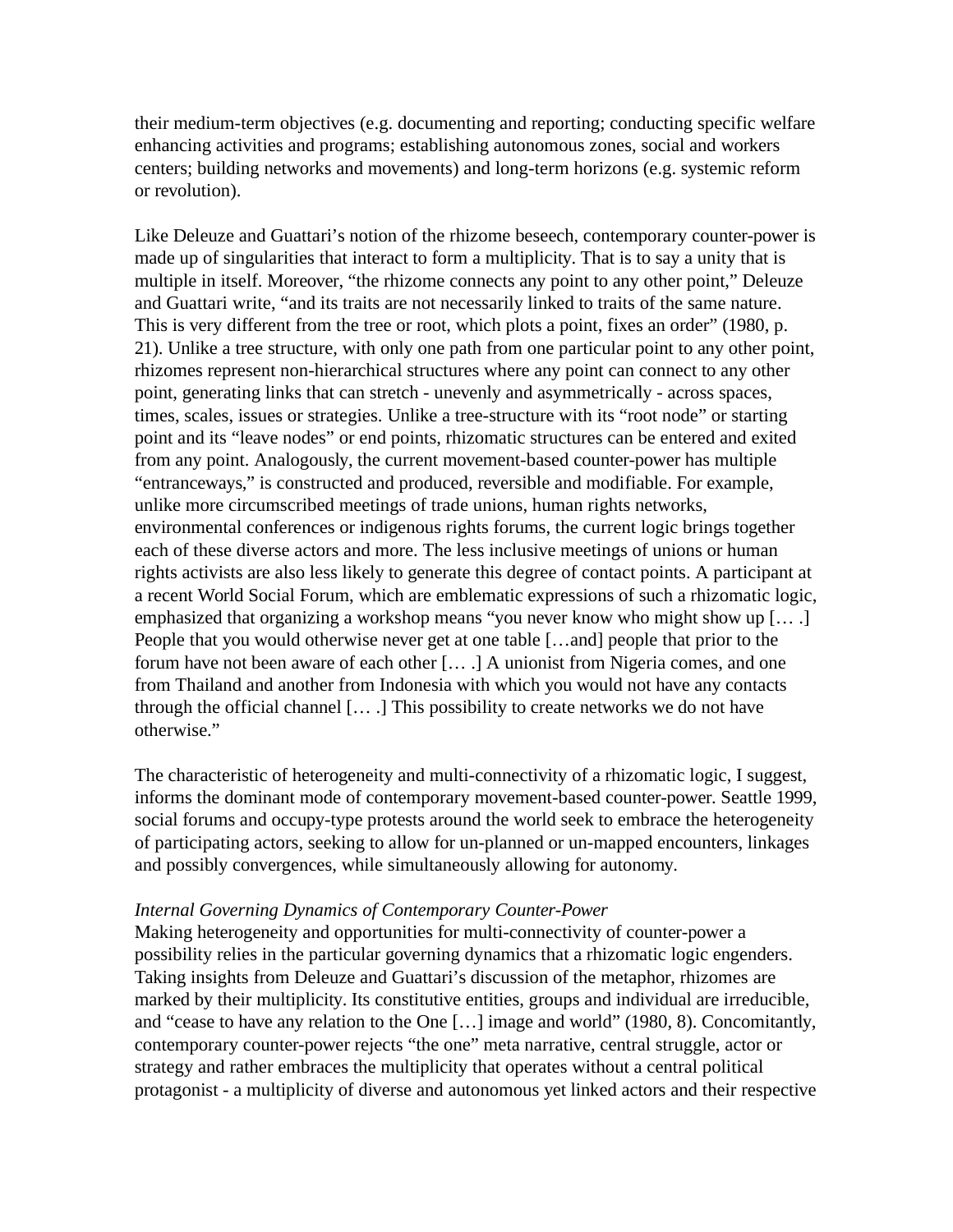their medium-term objectives (e.g. documenting and reporting; conducting specific welfare enhancing activities and programs; establishing autonomous zones, social and workers centers; building networks and movements) and long-term horizons (e.g. systemic reform or revolution).

Like Deleuze and Guattari's notion of the rhizome beseech, contemporary counter-power is made up of singularities that interact to form a multiplicity. That is to say a unity that is multiple in itself. Moreover, "the rhizome connects any point to any other point," Deleuze and Guattari write, "and its traits are not necessarily linked to traits of the same nature. This is very different from the tree or root, which plots a point, fixes an order" (1980, p. 21). Unlike a tree structure, with only one path from one particular point to any other point, rhizomes represent non-hierarchical structures where any point can connect to any other point, generating links that can stretch - unevenly and asymmetrically - across spaces, times, scales, issues or strategies. Unlike a tree-structure with its "root node" or starting point and its "leave nodes" or end points, rhizomatic structures can be entered and exited from any point. Analogously, the current movement-based counter-power has multiple "entranceways," is constructed and produced, reversible and modifiable. For example, unlike more circumscribed meetings of trade unions, human rights networks, environmental conferences or indigenous rights forums, the current logic brings together each of these diverse actors and more. The less inclusive meetings of unions or human rights activists are also less likely to generate this degree of contact points. A participant at a recent World Social Forum, which are emblematic expressions of such a rhizomatic logic, emphasized that organizing a workshop means "you never know who might show up [… .] People that you would otherwise never get at one table […and] people that prior to the forum have not been aware of each other [… .] A unionist from Nigeria comes, and one from Thailand and another from Indonesia with which you would not have any contacts through the official channel [… .] This possibility to create networks we do not have otherwise."

The characteristic of heterogeneity and multi-connectivity of a rhizomatic logic, I suggest, informs the dominant mode of contemporary movement-based counter-power. Seattle 1999, social forums and occupy-type protests around the world seek to embrace the heterogeneity of participating actors, seeking to allow for un-planned or un-mapped encounters, linkages and possibly convergences, while simultaneously allowing for autonomy.

*Internal Governing Dynamics of Contemporary Counter-Power*

Making heterogeneity and opportunities for multi-connectivity of counter-power a possibility relies in the particular governing dynamics that a rhizomatic logic engenders. Taking insights from Deleuze and Guattari's discussion of the metaphor, rhizomes are marked by their multiplicity. Its constitutive entities, groups and individual are irreducible, and "cease to have any relation to the One […] image and world" (1980, 8). Concomitantly, contemporary counter-power rejects "the one" meta narrative, central struggle, actor or strategy and rather embraces the multiplicity that operates without a central political protagonist - a multiplicity of diverse and autonomous yet linked actors and their respective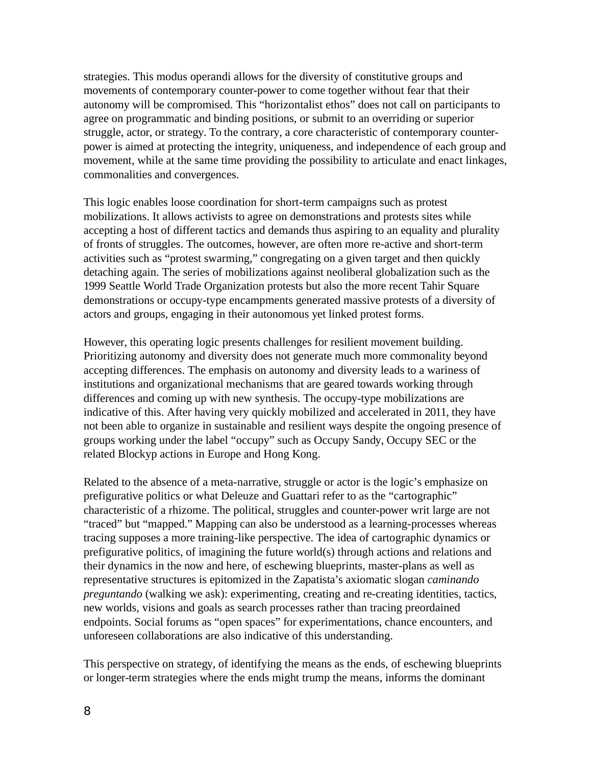strategies. This modus operandi allows for the diversity of constitutive groups and movements of contemporary counter-power to come together without fear that their autonomy will be compromised. This "horizontalist ethos" does not call on participants to agree on programmatic and binding positions, or submit to an overriding or superior struggle, actor, or strategy. To the contrary, a core characteristic of contemporary counter-power is aimed at protecting the integrity, uniqueness, and independence of each group and movement, while at the same time providing the possibility to articulate and enact linkages, commonalities and convergences.

This logic enables loose coordination for short-term campaigns such as protest mobilizations. It allows activists to agree on demonstrations and protests sites while accepting a host of different tactics and demands thus aspiring to an equality and plurality of fronts of struggles. The outcomes, however, are often more re-active and short-term activities such as "protest swarming," congregating on a given target and then quickly detaching again. The series of mobilizations against neoliberal globalization such as the 1999 Seattle World Trade Organization protests but also the more recent Tahir Square demonstrations or occupy-type encampments generated massive protests of a diversity of actors and groups, engaging in their autonomous yet linked protest forms.

However, this operating logic presents challenges for resilient movement building. Prioritizing autonomy and diversity does not generate much more commonality beyond accepting differences. The emphasis on autonomy and diversity leads to a wariness of institutions and organizational mechanisms that are geared towards working through differences and coming up with new synthesis. The occupy-type mobilizations are indicative of this. After having very quickly mobilized and accelerated in 2011, they have not been able to organize in sustainable and resilient ways despite the ongoing presence of groups working under the label "occupy" such as Occupy Sandy, Occupy SEC or the related Blockyp actions in Europe and Hong Kong.

Related to the absence of a meta-narrative, struggle or actor is the logic's emphasize on prefigurative politics or what Deleuze and Guattari refer to as the "cartographic" characteristic of a rhizome. The political, struggles and counter-power writ large are not "traced" but "mapped." Mapping can also be understood as a learning-processes whereas tracing supposes a more training-like perspective. The idea of cartographic dynamics or prefigurative politics, of imagining the future world(s) through actions and relations and their dynamics in the now and here, of eschewing blueprints, master-plans as well as representative structures is epitomized in the Zapatista's axiomatic slogan *caminando preguntando* (walking we ask): experimenting, creating and re-creating identities, tactics, new worlds, visions and goals as search processes rather than tracing preordained endpoints. Social forums as "open spaces" for experimentations, chance encounters, and unforeseen collaborations are also indicative of this understanding.

This perspective on strategy, of identifying the means as the ends, of eschewing blueprints or longer-term strategies where the ends might trump the means, informs the dominant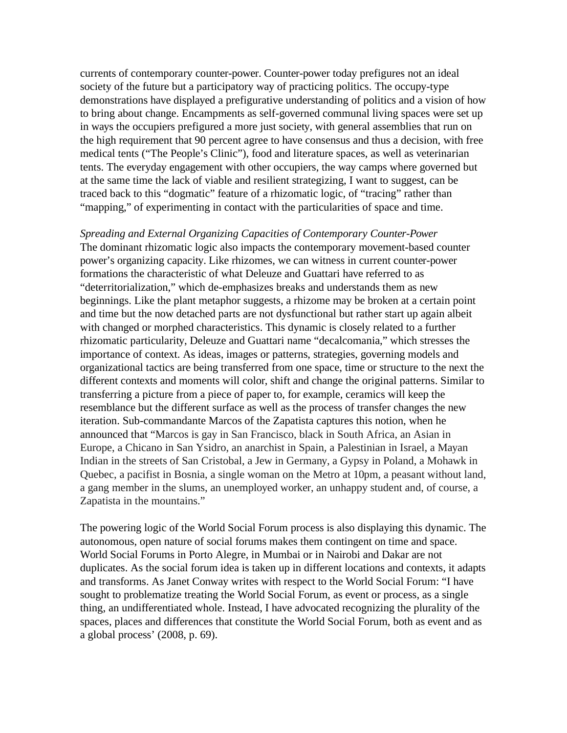currents of contemporary counter-power. Counter-power today prefigures not an ideal society of the future but a participatory way of practicing politics. The occupy-type demonstrations have displayed a prefigurative understanding of politics and a vision of how to bring about change. Encampments as self-governed communal living spaces were set up in ways the occupiers prefigured a more just society, with general assemblies that run on the high requirement that 90 percent agree to have consensus and thus a decision, with free medical tents ("The People's Clinic"), food and literature spaces, as well as veterinarian tents. The everyday engagement with other occupiers, the way camps where governed but at the same time the lack of viable and resilient strategizing, I want to suggest, can be traced back to this "dogmatic" feature of a rhizomatic logic, of "tracing" rather than "mapping," of experimenting in contact with the particularities of space and time.

*Spreading and External Organizing Capacities of Contemporary Counter-Power*
The dominant rhizomatic logic also impacts the contemporary movement-based counter power's organizing capacity. Like rhizomes, we can witness in current counter-power formations the characteristic of what Deleuze and Guattari have referred to as "deterritorialization," which de-emphasizes breaks and understands them as new beginnings. Like the plant metaphor suggests, a rhizome may be broken at a certain point and time but the now detached parts are not dysfunctional but rather start up again albeit with changed or morphed characteristics. This dynamic is closely related to a further rhizomatic particularity, Deleuze and Guattari name "decalcomania," which stresses the importance of context. As ideas, images or patterns, strategies, governing models and organizational tactics are being transferred from one space, time or structure to the next the different contexts and moments will color, shift and change the original patterns. Similar to transferring a picture from a piece of paper to, for example, ceramics will keep the resemblance but the different surface as well as the process of transfer changes the new iteration. Sub-commandante Marcos of the Zapatista captures this notion, when he announced that "Marcos is gay in San Francisco, black in South Africa, an Asian in Europe, a Chicano in San Ysidro, an anarchist in Spain, a Palestinian in Israel, a Mayan Indian in the streets of San Cristobal, a Jew in Germany, a Gypsy in Poland, a Mohawk in Quebec, a pacifist in Bosnia, a single woman on the Metro at 10pm, a peasant without land, a gang member in the slums, an unemployed worker, an unhappy student and, of course, a Zapatista in the mountains."

The powering logic of the World Social Forum process is also displaying this dynamic. The autonomous, open nature of social forums makes them contingent on time and space. World Social Forums in Porto Alegre, in Mumbai or in Nairobi and Dakar are not duplicates. As the social forum idea is taken up in different locations and contexts, it adapts and transforms. As Janet Conway writes with respect to the World Social Forum: "I have sought to problematize treating the World Social Forum, as event or process, as a single thing, an undifferentiated whole. Instead, I have advocated recognizing the plurality of the spaces, places and differences that constitute the World Social Forum, both as event and as a global process' (2008, p. 69).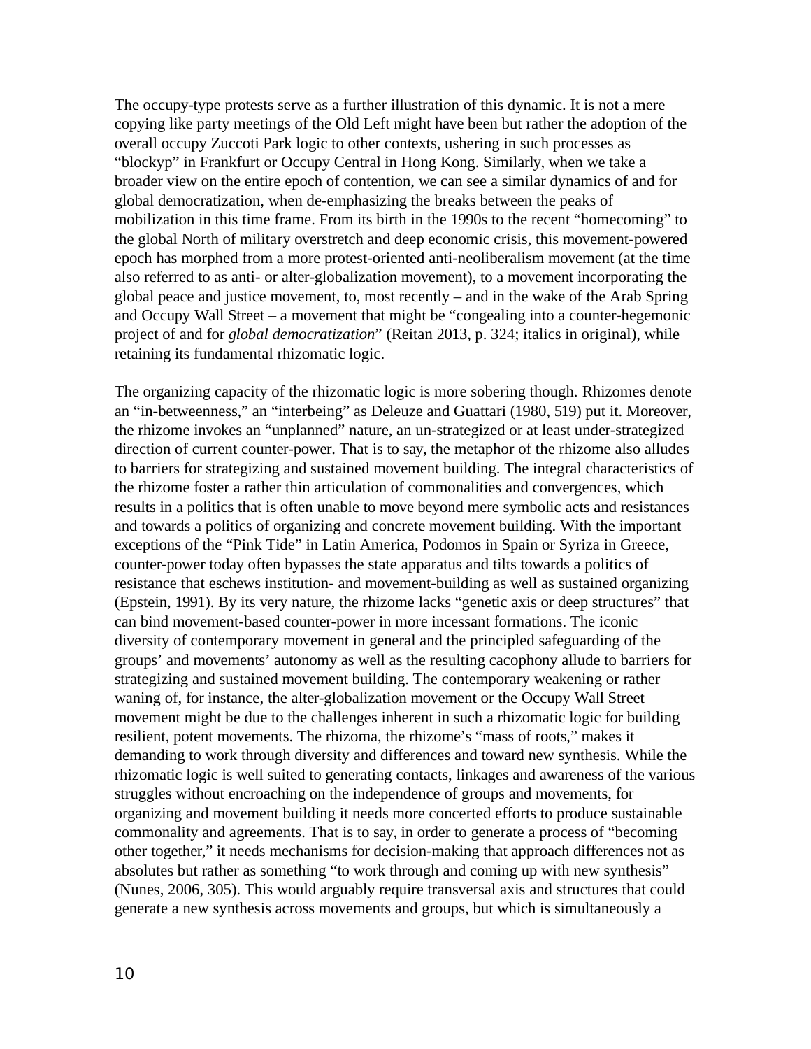The occupy-type protests serve as a further illustration of this dynamic. It is not a mere copying like party meetings of the Old Left might have been but rather the adoption of the overall occupy Zuccoti Park logic to other contexts, ushering in such processes as “blockyp” in Frankfurt or Occupy Central in Hong Kong. Similarly, when we take a broader view on the entire epoch of contention, we can see a similar dynamics of and for global democratization, when de-emphasizing the breaks between the peaks of mobilization in this time frame. From its birth in the 1990s to the recent “homecoming” to the global North of military overstretch and deep economic crisis, this movement-powered epoch has morphed from a more protest-oriented anti-neoliberalism movement (at the time also referred to as anti- or alter-globalization movement), to a movement incorporating the global peace and justice movement, to, most recently – and in the wake of the Arab Spring and Occupy Wall Street – a movement that might be “congealing into a counter-hegemonic project of and for *global democratization*” (Reitan 2013, p. 324; italics in original), while retaining its fundamental rhizomatic logic.

The organizing capacity of the rhizomatic logic is more sobering though. Rhizomes denote an “in-betweenness,” an “interbeing” as Deleuze and Guattari (1980, 519) put it. Moreover, the rhizome invokes an “unplanned” nature, an un-strategized or at least under-strategized direction of current counter-power. That is to say, the metaphor of the rhizome also alludes to barriers for strategizing and sustained movement building. The integral characteristics of the rhizome foster a rather thin articulation of commonalities and convergences, which results in a politics that is often unable to move beyond mere symbolic acts and resistances and towards a politics of organizing and concrete movement building. With the important exceptions of the “Pink Tide” in Latin America, Podomos in Spain or Syriza in Greece, counter-power today often bypasses the state apparatus and tilts towards a politics of resistance that eschews institution- and movement-building as well as sustained organizing (Epstein, 1991). By its very nature, the rhizome lacks “genetic axis or deep structures” that can bind movement-based counter-power in more incessant formations. The iconic diversity of contemporary movement in general and the principled safeguarding of the groups’ and movements’ autonomy as well as the resulting cacophony allude to barriers for strategizing and sustained movement building. The contemporary weakening or rather waning of, for instance, the alter-globalization movement or the Occupy Wall Street movement might be due to the challenges inherent in such a rhizomatic logic for building resilient, potent movements. The rhizoma, the rhizome’s “mass of roots,” makes it demanding to work through diversity and differences and toward new synthesis. While the rhizomatic logic is well suited to generating contacts, linkages and awareness of the various struggles without encroaching on the independence of groups and movements, for organizing and movement building it needs more concerted efforts to produce sustainable commonality and agreements. That is to say, in order to generate a process of “becoming other together,” it needs mechanisms for decision-making that approach differences not as absolutes but rather as something “to work through and coming up with new synthesis” (Nunes, 2006, 305). This would arguably require transversal axis and structures that could generate a new synthesis across movements and groups, but which is simultaneously a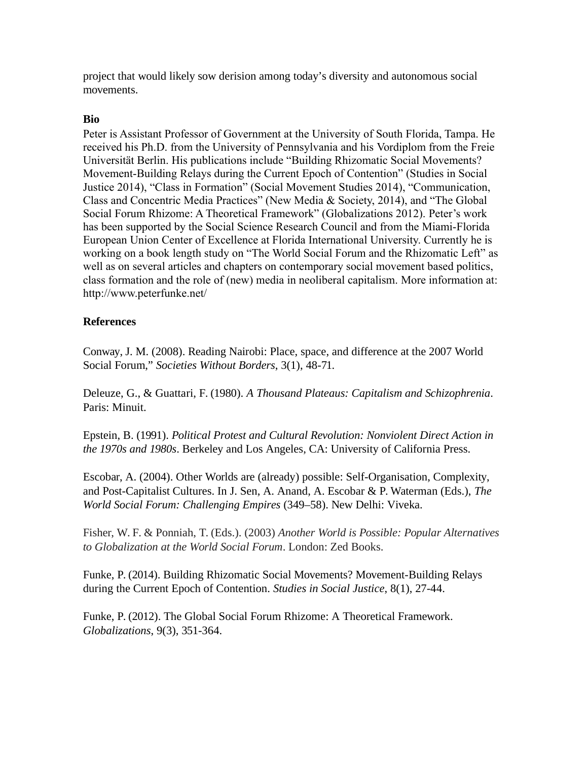project that would likely sow derision among today's diversity and autonomous social movements.

**Bio**

Peter is Assistant Professor of Government at the University of South Florida, Tampa. He received his Ph.D. from the University of Pennsylvania and his Vordiplom from the Freie Universität Berlin. His publications include "Building Rhizomatic Social Movements? Movement-Building Relays during the Current Epoch of Contention" (Studies in Social Justice 2014), "Class in Formation" (Social Movement Studies 2014), "Communication, Class and Concentric Media Practices" (New Media & Society, 2014), and "The Global Social Forum Rhizome: A Theoretical Framework" (Globalizations 2012). Peter's work has been supported by the Social Science Research Council and from the Miami-Florida European Union Center of Excellence at Florida International University. Currently he is working on a book length study on "The World Social Forum and the Rhizomatic Left" as well as on several articles and chapters on contemporary social movement based politics, class formation and the role of (new) media in neoliberal capitalism. More information at: http://www.peterfunke.net/

**References**

Conway, J. M. (2008). Reading Nairobi: Place, space, and difference at the 2007 World Social Forum," *Societies Without Borders*, 3(1), 48-71.

Deleuze, G., & Guattari, F. (1980). *A Thousand Plateaus: Capitalism and Schizophrenia*. Paris: Minuit.

Epstein, B. (1991). *Political Protest and Cultural Revolution: Nonviolent Direct Action in the 1970s and 1980s*. Berkeley and Los Angeles, CA: University of California Press.

Escobar, A. (2004). Other Worlds are (already) possible: Self-Organisation, Complexity, and Post-Capitalist Cultures. In J. Sen, A. Anand, A. Escobar & P. Waterman (Eds.), *The World Social Forum: Challenging Empires* (349–58). New Delhi: Viveka.

Fisher, W. F. & Ponniah, T. (Eds.). (2003) *Another World is Possible: Popular Alternatives to Globalization at the World Social Forum*. London: Zed Books.

Funke, P. (2014). Building Rhizomatic Social Movements? Movement-Building Relays during the Current Epoch of Contention. *Studies in Social Justice*, 8(1), 27-44.

Funke, P. (2012). The Global Social Forum Rhizome: A Theoretical Framework. *Globalizations*, 9(3), 351-364.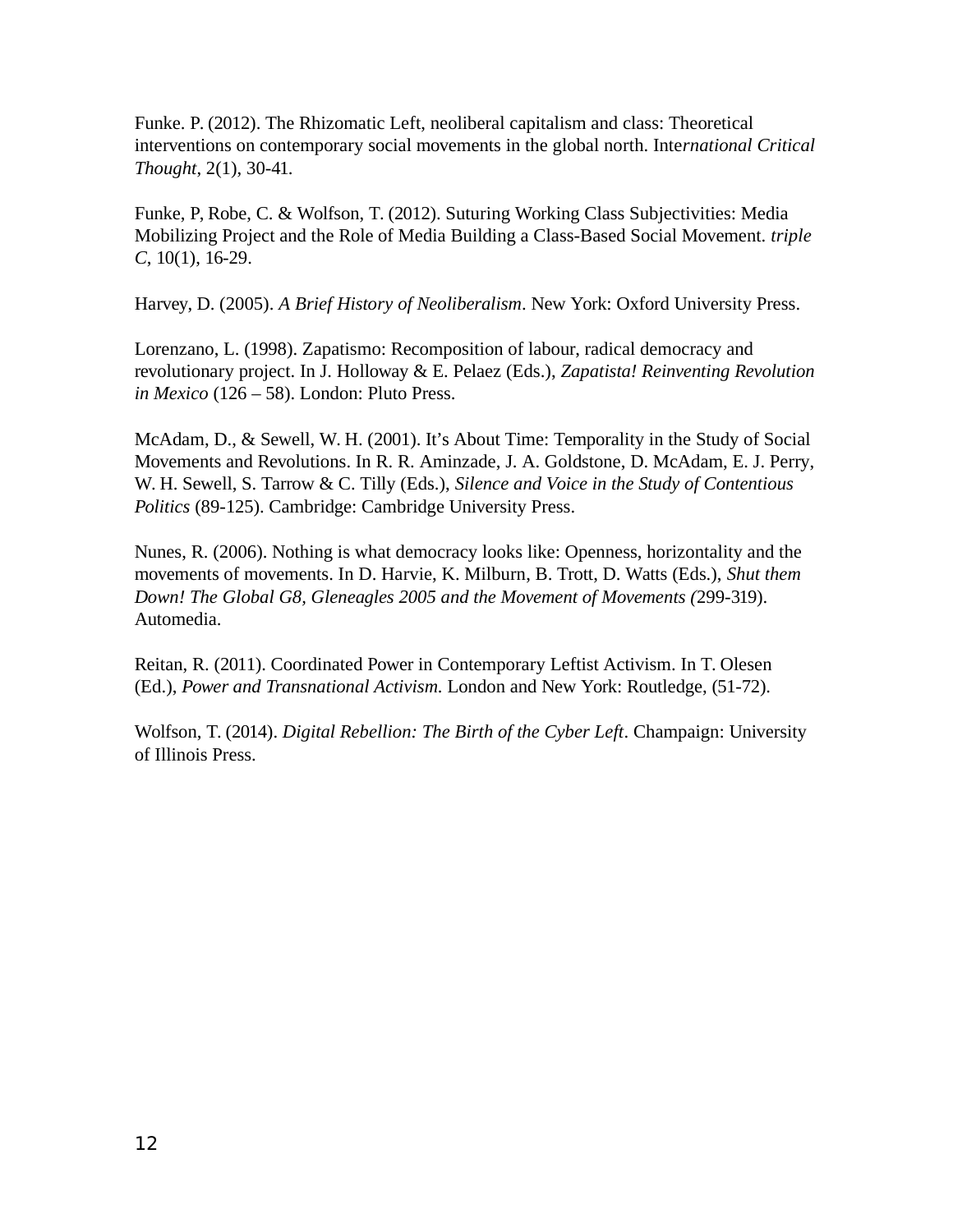Funke. P. (2012). The Rhizomatic Left, neoliberal capitalism and class: Theoretical interventions on contemporary social movements in the global north. *International Critical Thought*, 2(1), 30-41.

Funke, P, Robe, C. & Wolfson, T. (2012). Suturing Working Class Subjectivities: Media Mobilizing Project and the Role of Media Building a Class-Based Social Movement. *triple C*, 10(1), 16-29.

Harvey, D. (2005). *A Brief History of Neoliberalism*. New York: Oxford University Press.

Lorenzano, L. (1998). Zapatismo: Recomposition of labour, radical democracy and revolutionary project. In J. Holloway & E. Pelaez (Eds.), *Zapatista! Reinventing Revolution in Mexico* (126 – 58). London: Pluto Press.

McAdam, D., & Sewell, W. H. (2001). It's About Time: Temporality in the Study of Social Movements and Revolutions. In R. R. Aminzade, J. A. Goldstone, D. McAdam, E. J. Perry, W. H. Sewell, S. Tarrow & C. Tilly (Eds.), *Silence and Voice in the Study of Contentious Politics* (89-125). Cambridge: Cambridge University Press.

Nunes, R. (2006). Nothing is what democracy looks like: Openness, horizontality and the movements of movements. In D. Harvie, K. Milburn, B. Trott, D. Watts (Eds.), *Shut them Down! The Global G8, Gleneagles 2005 and the Movement of Movements (*299-319). Automedia.

Reitan, R. (2011). Coordinated Power in Contemporary Leftist Activism. In T. Olesen (Ed.), *Power and Transnational Activism*. London and New York: Routledge, (51-72).

Wolfson, T. (2014). *Digital Rebellion: The Birth of the Cyber Left*. Champaign: University of Illinois Press.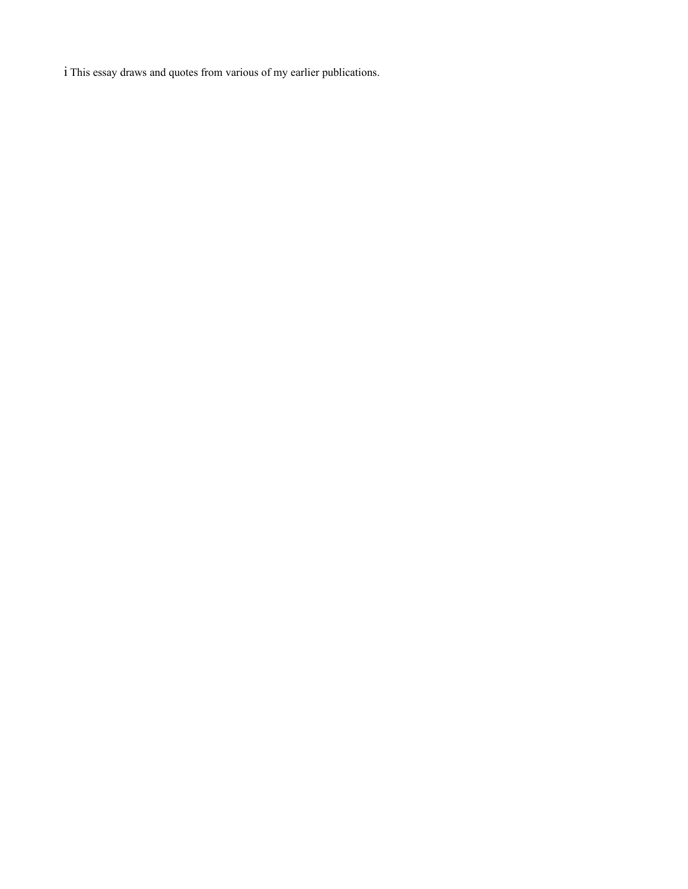[i] This essay draws and quotes from various of my earlier publications.